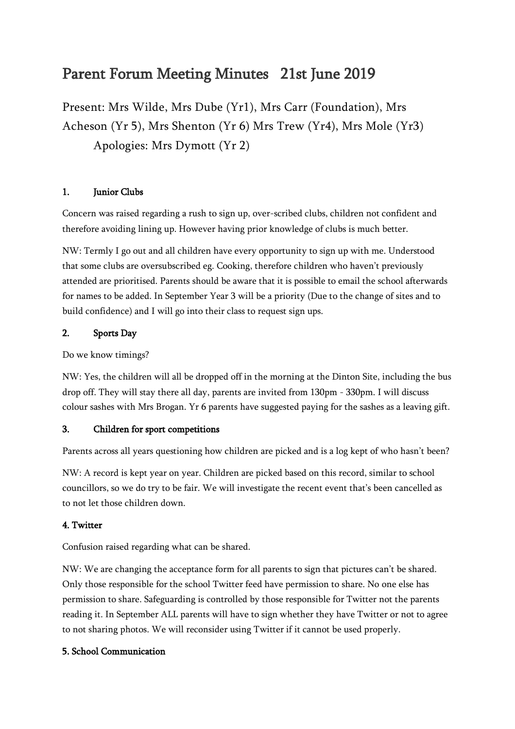# Parent Forum Meeting Minutes 21st June 2019

Present: Mrs Wilde, Mrs Dube (Yr1), Mrs Carr (Foundation), Mrs Acheson (Yr 5), Mrs Shenton (Yr 6) Mrs Trew (Yr4), Mrs Mole (Yr3)

Apologies: Mrs Dymott (Yr 2)

## 1. Junior Clubs

Concern was raised regarding a rush to sign up, over-scribed clubs, children not confident and therefore avoiding lining up. However having prior knowledge of clubs is much better.

NW: Termly I go out and all children have every opportunity to sign up with me. Understood that some clubs are oversubscribed eg. Cooking, therefore children who haven't previously attended are prioritised. Parents should be aware that it is possible to email the school afterwards for names to be added. In September Year 3 will be a priority (Due to the change of sites and to build confidence) and I will go into their class to request sign ups.

## 2. Sports Day

Do we know timings?

NW: Yes, the children will all be dropped off in the morning at the Dinton Site, including the bus drop off. They will stay there all day, parents are invited from 130pm - 330pm. I will discuss colour sashes with Mrs Brogan. Yr 6 parents have suggested paying for the sashes as a leaving gift.

## 3. Children for sport competitions

Parents across all years questioning how children are picked and is a log kept of who hasn't been?

NW: A record is kept year on year. Children are picked based on this record, similar to school councillors, so we do try to be fair. We will investigate the recent event that's been cancelled as to not let those children down.

## 4. Twitter

Confusion raised regarding what can be shared.

NW: We are changing the acceptance form for all parents to sign that pictures can't be shared. Only those responsible for the school Twitter feed have permission to share. No one else has permission to share. Safeguarding is controlled by those responsible for Twitter not the parents reading it. In September ALL parents will have to sign whether they have Twitter or not to agree to not sharing photos. We will reconsider using Twitter if it cannot be used properly.

## 5. School Communication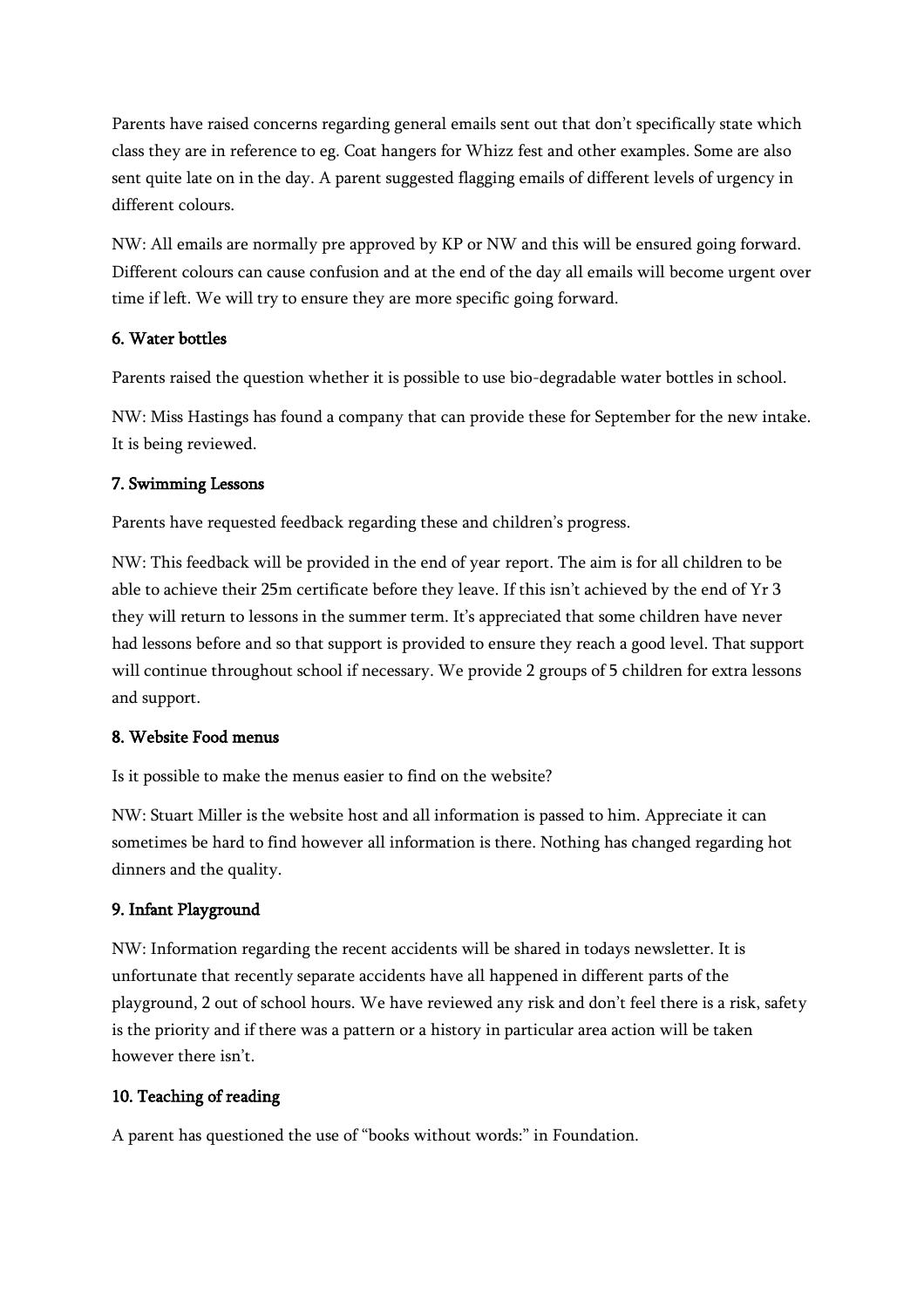Parents have raised concerns regarding general emails sent out that don't specifically state which class they are in reference to eg. Coat hangers for Whizz fest and other examples. Some are also sent quite late on in the day. A parent suggested flagging emails of different levels of urgency in different colours.

NW: All emails are normally pre approved by KP or NW and this will be ensured going forward. Different colours can cause confusion and at the end of the day all emails will become urgent over time if left. We will try to ensure they are more specific going forward.

**6. Water bottles**

Parents raised the question whether it is possible to use bio-degradable water bottles in school.

NW: Miss Hastings has found a company that can provide these for September for the new intake. It is being reviewed.

**7. Swimming Lessons**

Parents have requested feedback regarding these and children's progress.

NW: This feedback will be provided in the end of year report. The aim is for all children to be able to achieve their 25m certificate before they leave. If this isn't achieved by the end of Yr 3 they will return to lessons in the summer term. It's appreciated that some children have never had lessons before and so that support is provided to ensure they reach a good level. That support will continue throughout school if necessary. We provide 2 groups of 5 children for extra lessons and support.

**8. Website Food menus**

Is it possible to make the menus easier to find on the website?

NW: Stuart Miller is the website host and all information is passed to him. Appreciate it can sometimes be hard to find however all information is there. Nothing has changed regarding hot dinners and the quality.

**9. Infant Playground**

NW: Information regarding the recent accidents will be shared in todays newsletter. It is unfortunate that recently separate accidents have all happened in different parts of the playground, 2 out of school hours. We have reviewed any risk and don't feel there is a risk, safety is the priority and if there was a pattern or a history in particular area action will be taken however there isn't.

**10. Teaching of reading**

A parent has questioned the use of "books without words:" in Foundation.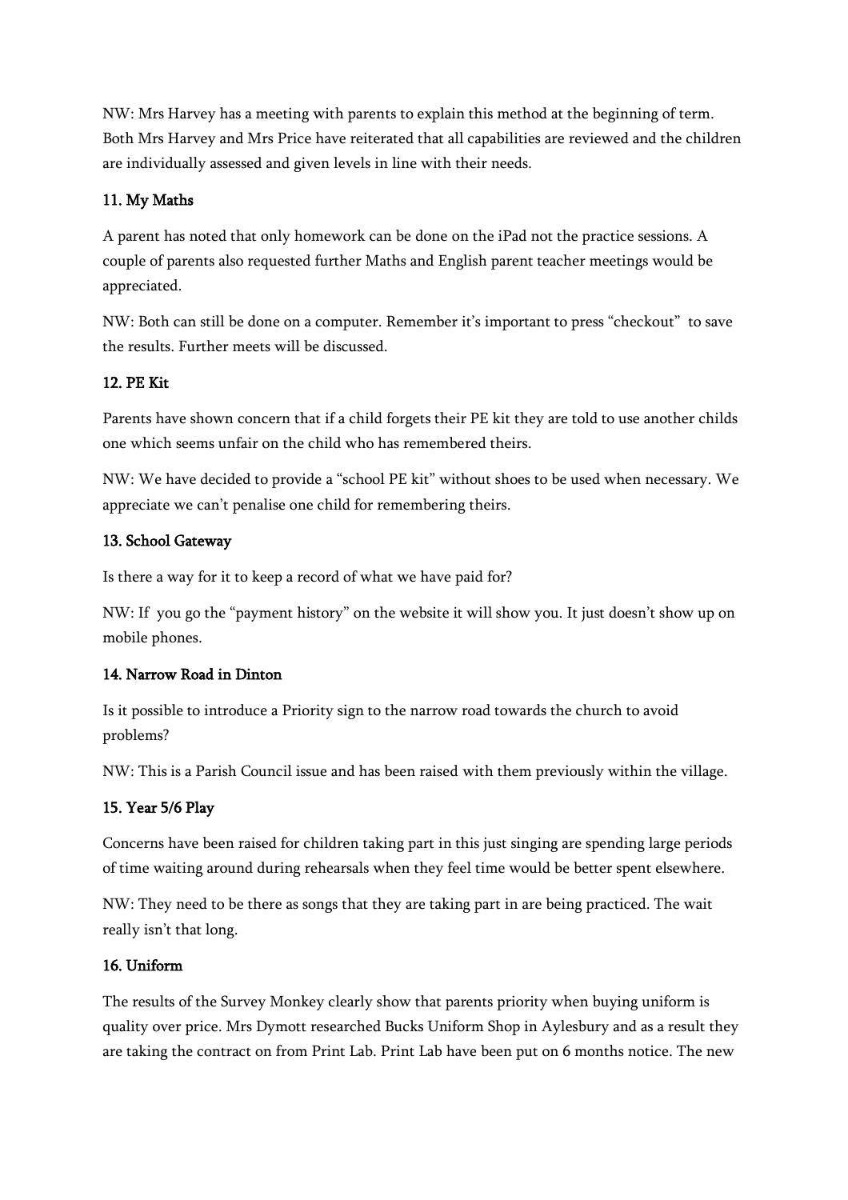NW: Mrs Harvey has a meeting with parents to explain this method at the beginning of term. Both Mrs Harvey and Mrs Price have reiterated that all capabilities are reviewed and the children are individually assessed and given levels in line with their needs.

### 11. My Maths

A parent has noted that only homework can be done on the iPad not the practice sessions. A couple of parents also requested further Maths and English parent teacher meetings would be appreciated.

NW: Both can still be done on a computer. Remember it's important to press "checkout" to save the results. Further meets will be discussed.

### 12. PE Kit

Parents have shown concern that if a child forgets their PE kit they are told to use another childs one which seems unfair on the child who has remembered theirs.

NW: We have decided to provide a "school PE kit" without shoes to be used when necessary. We appreciate we can't penalise one child for remembering theirs.

### 13. School Gateway

Is there a way for it to keep a record of what we have paid for?

NW: If you go the "payment history" on the website it will show you. It just doesn't show up on mobile phones.

### 14. Narrow Road in Dinton

Is it possible to introduce a Priority sign to the narrow road towards the church to avoid problems?

NW: This is a Parish Council issue and has been raised with them previously within the village.

### 15. Year 5/6 Play

Concerns have been raised for children taking part in this just singing are spending large periods of time waiting around during rehearsals when they feel time would be better spent elsewhere.

NW: They need to be there as songs that they are taking part in are being practiced. The wait really isn't that long.

### 16. Uniform

The results of the Survey Monkey clearly show that parents priority when buying uniform is quality over price. Mrs Dymott researched Bucks Uniform Shop in Aylesbury and as a result they are taking the contract on from Print Lab. Print Lab have been put on 6 months notice. The new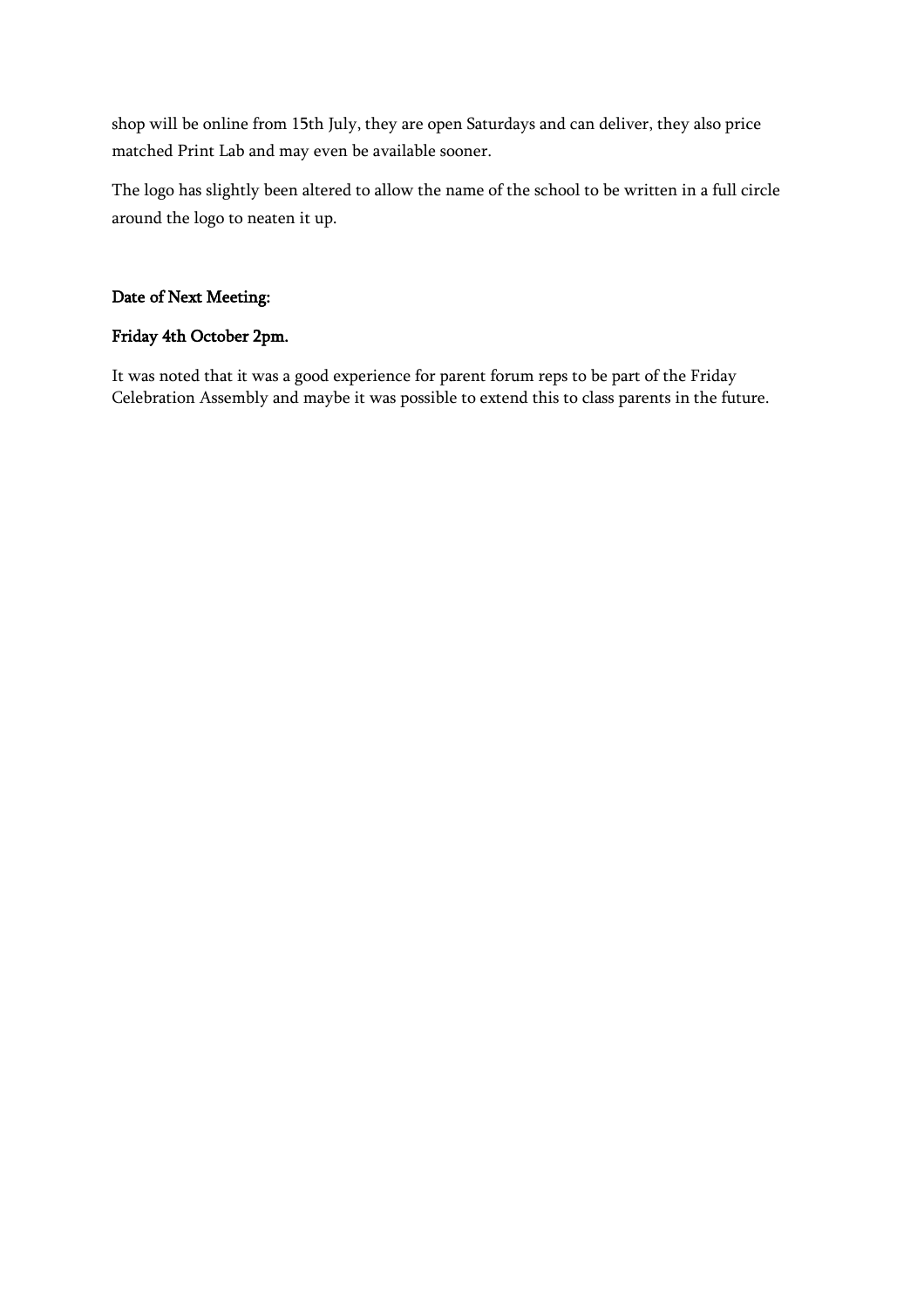shop will be online from 15th July, they are open Saturdays and can deliver, they also price matched Print Lab and may even be available sooner.

The logo has slightly been altered to allow the name of the school to be written in a full circle around the logo to neaten it up.

**Date of Next Meeting:**

**Friday 4th October 2pm.**

It was noted that it was a good experience for parent forum reps to be part of the Friday Celebration Assembly and maybe it was possible to extend this to class parents in the future.